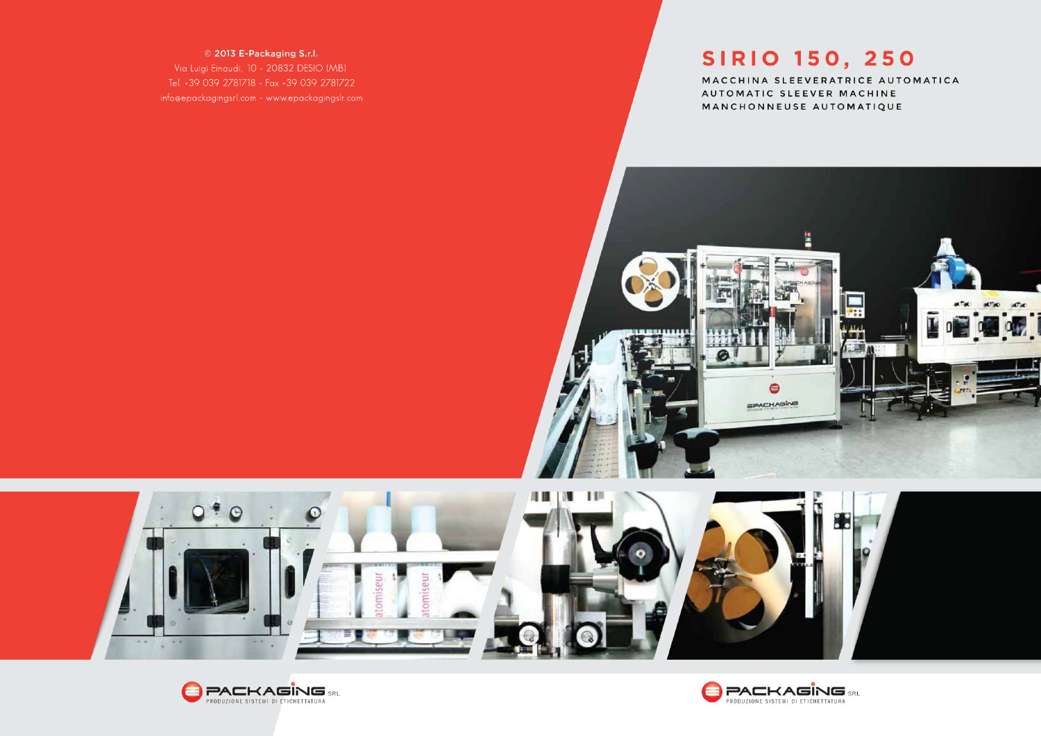© **2013 E-Packaging S.r.l.**
Via Luigi Einaudi, 10 - 20832 DESIO (MB)
Tel +39 039 2781718 - Fax +39 039 2781722
info@epackagingsrl.com - www.epackagingslr.com

# SIRIO 150, 250

MACCHINA SLEEVERATRICE AUTOMATICA
AUTOMATIC SLEEVER MACHINE
MANCHONNEUSE AUTOMATIQUE

PACKAGING SRL
PRODUZIONE SISTEMI DI ETICHETTATURA

PACKAGING SRL
PRODUZIONE SISTEMI DI ETICHETTATURA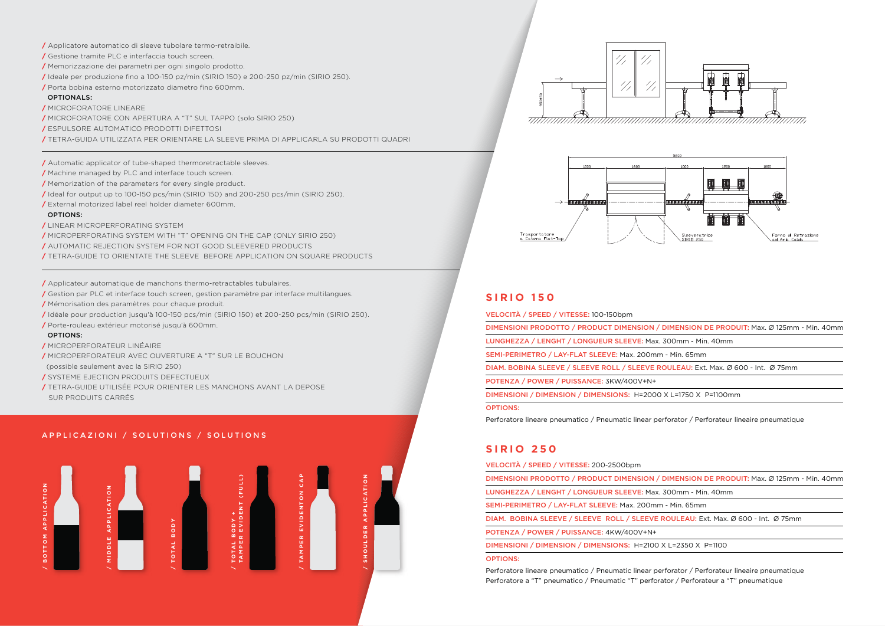/ Applicatore automatico di sleeve tubolare termo-retraibile.
/ Gestione tramite PLC e interfaccia touch screen.
/ Memorizzazione dei parametri per ogni singolo prodotto.
/ Ideale per produzione fino a 100-150 pz/min (SIRIO 150) e 200-250 pz/min (SIRIO 250).
/ Porta bobina esterno motorizzato diametro fino 600mm.

**OPTIONALS:**

/ MICROFORATORE LINEARE
/ MICROFORATORE CON APERTURA A "T" SUL TAPPO (solo SIRIO 250)
/ ESPULSORE AUTOMATICO PRODOTTI DIFETTOSI
/ TETRA-GUIDA UTILIZZATA PER ORIENTARE LA SLEEVE PRIMA DI APPLICARLA SU PRODOTTI QUADRI

---

/ Automatic applicator of tube-shaped thermoretractable sleeves.
/ Machine managed by PLC and interface touch screen.
/ Memorization of the parameters for every single product.
/ Ideal for output up to 100-150 pcs/min (SIRIO 150) and 200-250 pcs/min (SIRIO 250).
/ External motorized label reel holder diameter 600mm.

**OPTIONS:**

/ LINEAR MICROPERFORATING SYSTEM
/ MICROPERFORATING SYSTEM WITH "T" OPENING ON THE CAP (ONLY SIRIO 250)
/ AUTOMATIC REJECTION SYSTEM FOR NOT GOOD SLEEVERED PRODUCTS
/ TETRA-GUIDE TO ORIENTATE THE SLEEVE BEFORE APPLICATION ON SQUARE PRODUCTS

---

/ Applicateur automatique de manchons thermo-rectractables tubulaires.
/ Gestion par PLC et interface touch screen, gestion paramètre par interface multilangues.
/ Mémorisation des paramètres pour chaque produit.
/ Idéale pour production jusqu'à 100-150 pcs/min (SIRIO 150) et 200-250 pcs/min (SIRIO 250).
/ Porte-rouleau extérieur motorisé jusqu'à 600mm.

**OPTIONS:**

/ MICROPERFORATEUR LINÉAIRE
/ MICROPERFORATEUR AVEC OUVERTURE A "T" SUR LE BOUCHON (possible seulement avec la SIRIO 250)
/ SYSTEME EJECTION PRODUITS DEFECTUEUX
/ TETRA-GUIDE UTILISÉE POUR ORIENTER LES MANCHONS AVANT LA DEPOSE SUR PRODUITS CARRÉS

## APPLICAZIONI / SOLUTIONS / SOLUTIONS

/ BOTTOM APPLICATION

/ MIDDLE APPLICATION

/ TOTAL BODY

/ TOTAL BODY + TAMPER EVIDENT (FULL)

/ TAMPER EVIDENTON CAP

/ SHOULDER APPLICATION

950±50

5800

1000 1600 1000 1200 1000

Trasportatore a Catena Flat-Top

Sleeveratrice SIRIO 250

Forno di Retrazione ad Aria Calda

## SIRIO 150

VELOCITÀ / SPEED / VITESSE: 100-150bpm

DIMENSIONI PRODOTTO / PRODUCT DIMENSION / DIMENSION DE PRODUIT: Max. Ø 125mm - Min. 40mm

LUNGHEZZA / LENGHT / LONGUEUR SLEEVE: Max. 300mm - Min. 40mm

SEMI-PERIMETRO / LAY-FLAT SLEEVE: Max. 200mm - Min. 65mm

DIAM. BOBINA SLEEVE / SLEEVE ROLL / SLEEVE ROULEAU: Ext. Max. Ø 600 - Int. Ø 75mm

POTENZA / POWER / PUISSANCE: 3KW/400V+N+

DIMENSIONI / DIMENSION / DIMENSIONS: H=2000 X L=1750 X P=1100mm

OPTIONS:

Perforatore lineare pneumatico / Pneumatic linear perforator / Perforateur lineaire pneumatique

## SIRIO 250

VELOCITÀ / SPEED / VITESSE: 200-2500bpm

DIMENSIONI PRODOTTO / PRODUCT DIMENSION / DIMENSION DE PRODUIT: Max. Ø 125mm - Min. 40mm

LUNGHEZZA / LENGHT / LONGUEUR SLEEVE: Max. 300mm - Min. 40mm

SEMI-PERIMETRO / LAY-FLAT SLEEVE: Max. 200mm - Min. 65mm

DIAM. BOBINA SLEEVE / SLEEVE ROLL / SLEEVE ROULEAU: Ext. Max. Ø 600 - Int. Ø 75mm

POTENZA / POWER / PUISSANCE: 4KW/400V+N+

DIMENSIONI / DIMENSION / DIMENSIONS: H=2100 X L=2350 X P=1100

OPTIONS:

Perforatore lineare pneumatico / Pneumatic linear perforator / Perforateur lineaire pneumatique
Perforatore a "T" pneumatico / Pneumatic "T" perforator / Perforateur a "T" pneumatique